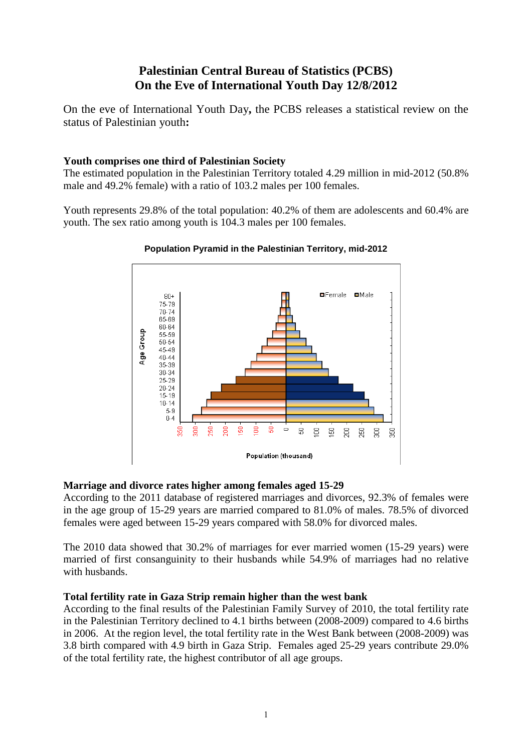# Palestinian Central Bureau of Statistics (PCBS)
# On the Eve of International Youth Day 12/8/2012

On the eve of International Youth Day**,** the PCBS releases a statistical review on the status of Palestinian youth**:**

### Youth comprises one third of Palestinian Society

The estimated population in the Palestinian Territory totaled 4.29 million in mid-2012 (50.8% male and 49.2% female) with a ratio of 103.2 males per 100 females.

Youth represents 29.8% of the total population: 40.2% of them are adolescents and 60.4% are youth. The sex ratio among youth is 104.3 males per 100 females.

**Population Pyramid in the Palestinian Territory, mid-2012**

### Marriage and divorce rates higher among females aged 15-29

According to the 2011 database of registered marriages and divorces, 92.3% of females were in the age group of 15-29 years are married compared to 81.0% of males. 78.5% of divorced females were aged between 15-29 years compared with 58.0% for divorced males.

The 2010 data showed that 30.2% of marriages for ever married women (15-29 years) were married of first consanguinity to their husbands while 54.9% of marriages had no relative with husbands.

### Total fertility rate in Gaza Strip remain higher than the west bank

According to the final results of the Palestinian Family Survey of 2010, the total fertility rate in the Palestinian Territory declined to 4.1 births between (2008-2009) compared to 4.6 births in 2006. At the region level, the total fertility rate in the West Bank between (2008-2009) was 3.8 birth compared with 4.9 birth in Gaza Strip. Females aged 25-29 years contribute 29.0% of the total fertility rate, the highest contributor of all age groups.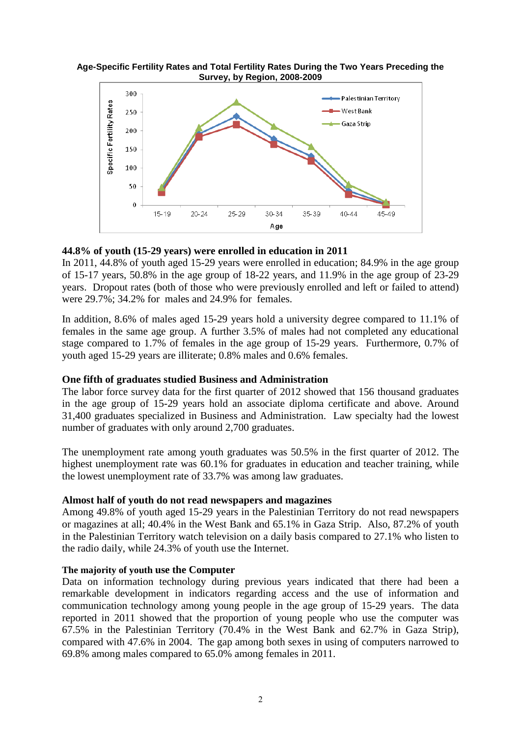**Age-Specific Fertility Rates and Total Fertility Rates During the Two Years Preceding the Survey, by Region, 2008-2009**

### 44.8% of youth (15-29 years) were enrolled in education in 2011

In 2011, 44.8% of youth aged 15-29 years were enrolled in education; 84.9% in the age group of 15-17 years, 50.8% in the age group of 18-22 years, and 11.9% in the age group of 23-29 years. Dropout rates (both of those who were previously enrolled and left or failed to attend) were 29.7%; 34.2% for males and 24.9% for females.

In addition, 8.6% of males aged 15-29 years hold a university degree compared to 11.1% of females in the same age group. A further 3.5% of males had not completed any educational stage compared to 1.7% of females in the age group of 15-29 years. Furthermore, 0.7% of youth aged 15-29 years are illiterate; 0.8% males and 0.6% females.

### One fifth of graduates studied Business and Administration

The labor force survey data for the first quarter of 2012 showed that 156 thousand graduates in the age group of 15-29 years hold an associate diploma certificate and above. Around 31,400 graduates specialized in Business and Administration. Law specialty had the lowest number of graduates with only around 2,700 graduates.

The unemployment rate among youth graduates was 50.5% in the first quarter of 2012. The highest unemployment rate was 60.1% for graduates in education and teacher training, while the lowest unemployment rate of 33.7% was among law graduates.

### Almost half of youth do not read newspapers and magazines

Among 49.8% of youth aged 15-29 years in the Palestinian Territory do not read newspapers or magazines at all; 40.4% in the West Bank and 65.1% in Gaza Strip. Also, 87.2% of youth in the Palestinian Territory watch television on a daily basis compared to 27.1% who listen to the radio daily, while 24.3% of youth use the Internet.

### The majority of youth use the Computer

Data on information technology during previous years indicated that there had been a remarkable development in indicators regarding access and the use of information and communication technology among young people in the age group of 15-29 years. The data reported in 2011 showed that the proportion of young people who use the computer was 67.5% in the Palestinian Territory (70.4% in the West Bank and 62.7% in Gaza Strip), compared with 47.6% in 2004. The gap among both sexes in using of computers narrowed to 69.8% among males compared to 65.0% among females in 2011.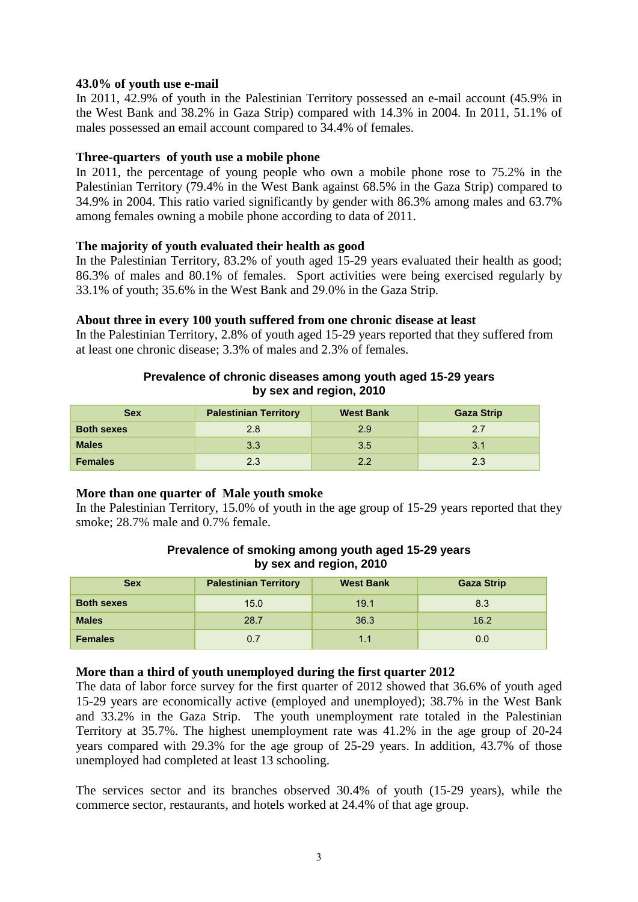**43.0% of youth use e-mail**

In 2011, 42.9% of youth in the Palestinian Territory possessed an e-mail account (45.9% in the West Bank and 38.2% in Gaza Strip) compared with 14.3% in 2004. In 2011, 51.1% of males possessed an email account compared to 34.4% of females.

**Three-quarters of youth use a mobile phone**

In 2011, the percentage of young people who own a mobile phone rose to 75.2% in the Palestinian Territory (79.4% in the West Bank against 68.5% in the Gaza Strip) compared to 34.9% in 2004. This ratio varied significantly by gender with 86.3% among males and 63.7% among females owning a mobile phone according to data of 2011.

**The majority of youth evaluated their health as good**

In the Palestinian Territory, 83.2% of youth aged 15-29 years evaluated their health as good; 86.3% of males and 80.1% of females. Sport activities were being exercised regularly by 33.1% of youth; 35.6% in the West Bank and 29.0% in the Gaza Strip.

**About three in every 100 youth suffered from one chronic disease at least**

In the Palestinian Territory, 2.8% of youth aged 15-29 years reported that they suffered from at least one chronic disease; 3.3% of males and 2.3% of females.

**Prevalence of chronic diseases among youth aged 15-29 years by sex and region, 2010**

| Sex | Palestinian Territory | West Bank | Gaza Strip |
|---|---|---|---|
| **Both sexes** | 2.8 | 2.9 | 2.7 |
| **Males** | 3.3 | 3.5 | 3.1 |
| **Females** | 2.3 | 2.2 | 2.3 |

**More than one quarter of Male youth smoke**

In the Palestinian Territory, 15.0% of youth in the age group of 15-29 years reported that they smoke; 28.7% male and 0.7% female.

**Prevalence of smoking among youth aged 15-29 years by sex and region, 2010**

| Sex | Palestinian Territory | West Bank | Gaza Strip |
|---|---|---|---|
| **Both sexes** | 15.0 | 19.1 | 8.3 |
| **Males** | 28.7 | 36.3 | 16.2 |
| **Females** | 0.7 | 1.1 | 0.0 |

**More than a third of youth unemployed during the first quarter 2012**

The data of labor force survey for the first quarter of 2012 showed that 36.6% of youth aged 15-29 years are economically active (employed and unemployed); 38.7% in the West Bank and 33.2% in the Gaza Strip. The youth unemployment rate totaled in the Palestinian Territory at 35.7%. The highest unemployment rate was 41.2% in the age group of 20-24 years compared with 29.3% for the age group of 25-29 years. In addition, 43.7% of those unemployed had completed at least 13 schooling.

The services sector and its branches observed 30.4% of youth (15-29 years), while the commerce sector, restaurants, and hotels worked at 24.4% of that age group.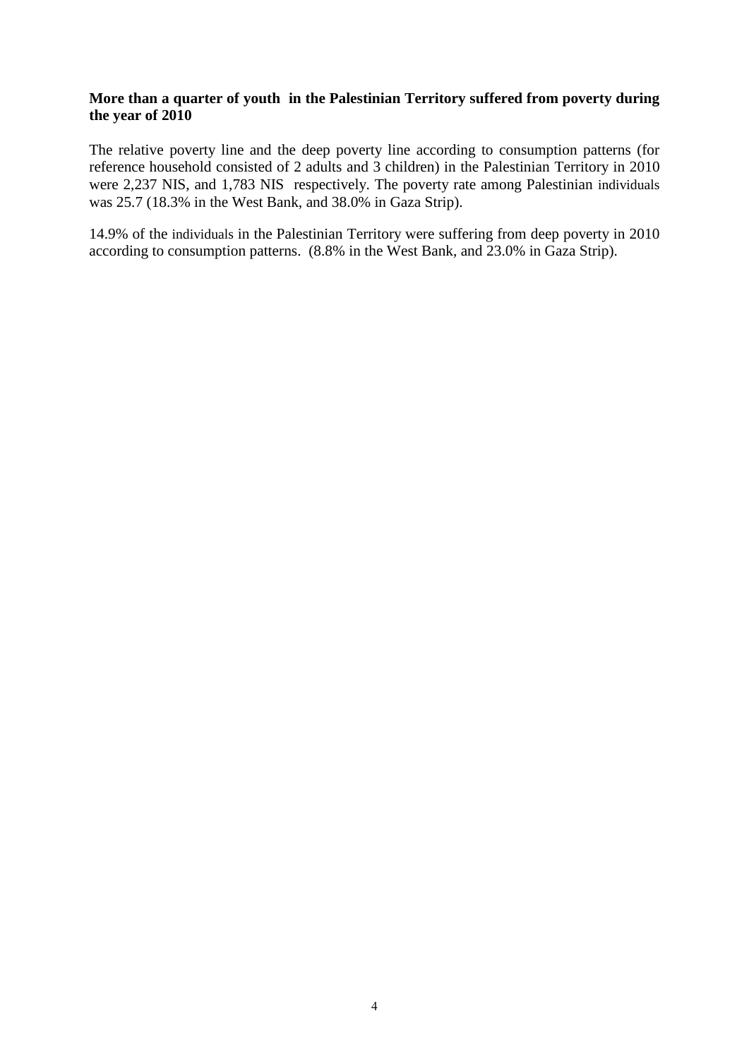**More than a quarter of youth in the Palestinian Territory suffered from poverty during the year of 2010**

The relative poverty line and the deep poverty line according to consumption patterns (for reference household consisted of 2 adults and 3 children) in the Palestinian Territory in 2010 were 2,237 NIS, and 1,783 NIS respectively. The poverty rate among Palestinian individuals was 25.7 (18.3% in the West Bank, and 38.0% in Gaza Strip).

14.9% of the individuals in the Palestinian Territory were suffering from deep poverty in 2010 according to consumption patterns. (8.8% in the West Bank, and 23.0% in Gaza Strip).